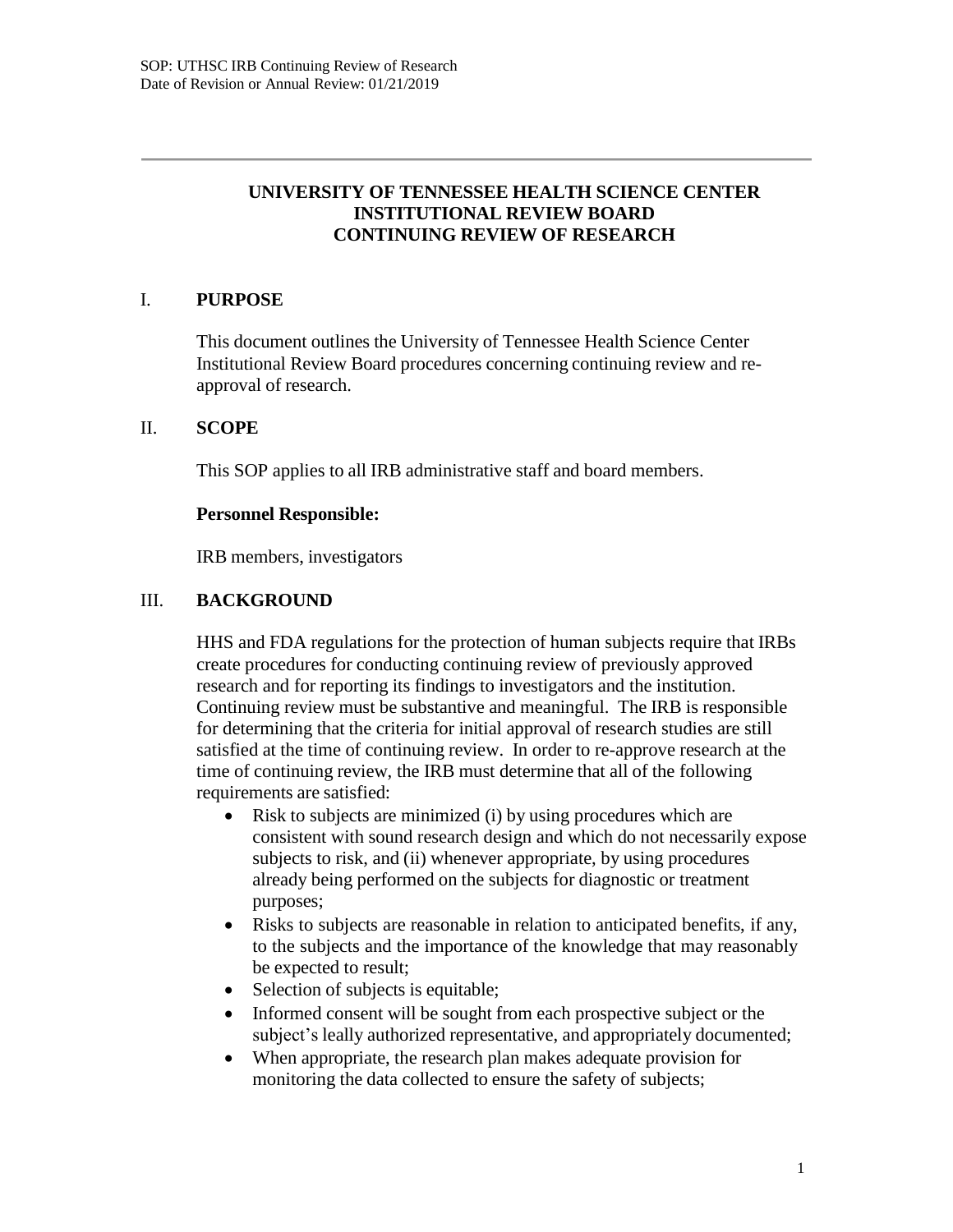# UNIVERSITY OF TENNESSEE HEALTH SCIENCE CENTER
# INSTITUTIONAL REVIEW BOARD
# CONTINUING REVIEW OF RESEARCH

## I. PURPOSE

This document outlines the University of Tennessee Health Science Center Institutional Review Board procedures concerning continuing review and re-approval of research.

## II. SCOPE

This SOP applies to all IRB administrative staff and board members.

**Personnel Responsible:**

IRB members, investigators

## III. BACKGROUND

HHS and FDA regulations for the protection of human subjects require that IRBs create procedures for conducting continuing review of previously approved research and for reporting its findings to investigators and the institution. Continuing review must be substantive and meaningful. The IRB is responsible for determining that the criteria for initial approval of research studies are still satisfied at the time of continuing review. In order to re-approve research at the time of continuing review, the IRB must determine that all of the following requirements are satisfied:

- Risk to subjects are minimized (i) by using procedures which are consistent with sound research design and which do not necessarily expose subjects to risk, and (ii) whenever appropriate, by using procedures already being performed on the subjects for diagnostic or treatment purposes;
- Risks to subjects are reasonable in relation to anticipated benefits, if any, to the subjects and the importance of the knowledge that may reasonably be expected to result;
- Selection of subjects is equitable;
- Informed consent will be sought from each prospective subject or the subject's leally authorized representative, and appropriately documented;
- When appropriate, the research plan makes adequate provision for monitoring the data collected to ensure the safety of subjects;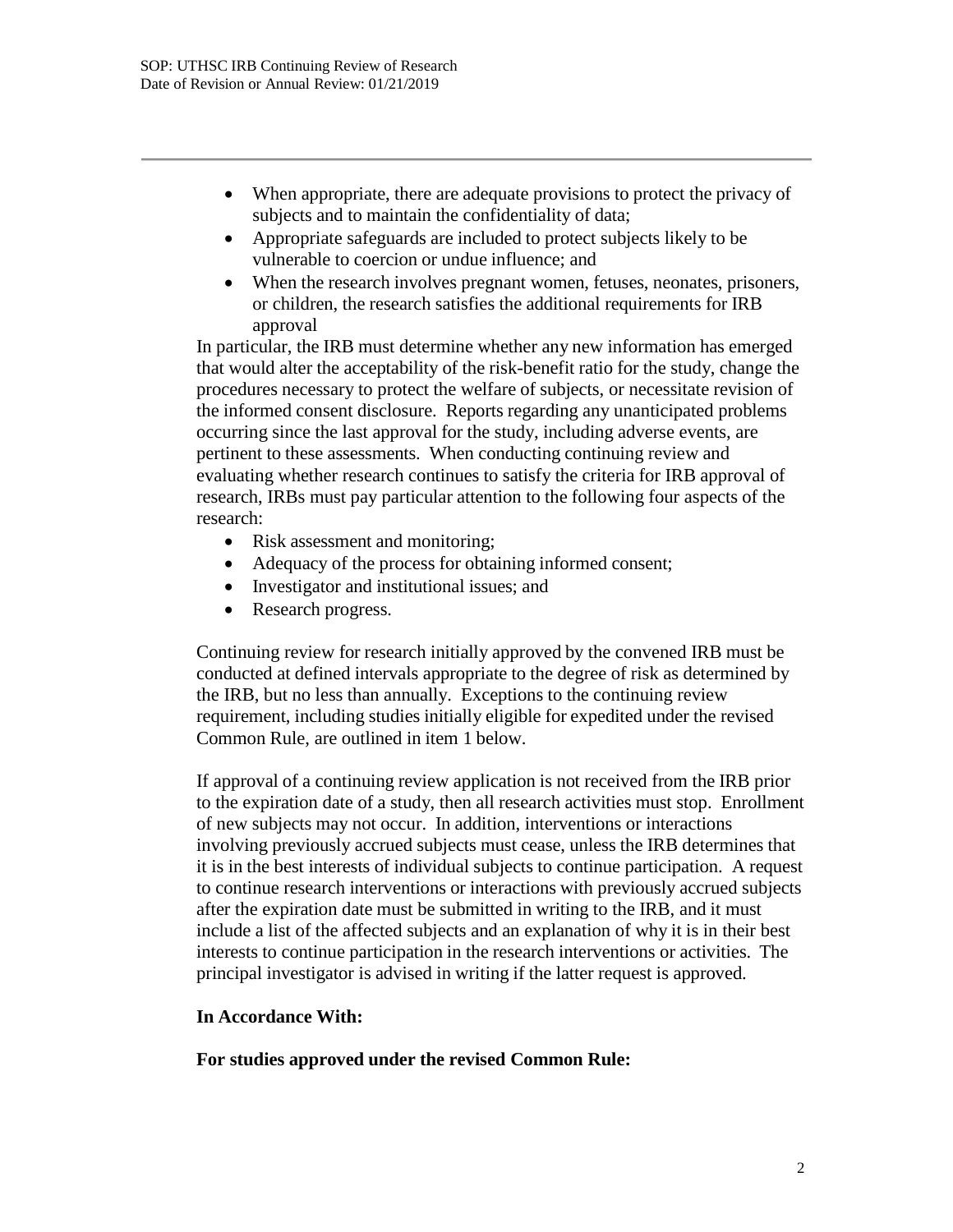- When appropriate, there are adequate provisions to protect the privacy of subjects and to maintain the confidentiality of data;
- Appropriate safeguards are included to protect subjects likely to be vulnerable to coercion or undue influence; and
- When the research involves pregnant women, fetuses, neonates, prisoners, or children, the research satisfies the additional requirements for IRB approval

In particular, the IRB must determine whether any new information has emerged that would alter the acceptability of the risk-benefit ratio for the study, change the procedures necessary to protect the welfare of subjects, or necessitate revision of the informed consent disclosure. Reports regarding any unanticipated problems occurring since the last approval for the study, including adverse events, are pertinent to these assessments. When conducting continuing review and evaluating whether research continues to satisfy the criteria for IRB approval of research, IRBs must pay particular attention to the following four aspects of the research:

- Risk assessment and monitoring;
- Adequacy of the process for obtaining informed consent;
- Investigator and institutional issues; and
- Research progress.

Continuing review for research initially approved by the convened IRB must be conducted at defined intervals appropriate to the degree of risk as determined by the IRB, but no less than annually. Exceptions to the continuing review requirement, including studies initially eligible for expedited under the revised Common Rule, are outlined in item 1 below.

If approval of a continuing review application is not received from the IRB prior to the expiration date of a study, then all research activities must stop. Enrollment of new subjects may not occur. In addition, interventions or interactions involving previously accrued subjects must cease, unless the IRB determines that it is in the best interests of individual subjects to continue participation. A request to continue research interventions or interactions with previously accrued subjects after the expiration date must be submitted in writing to the IRB, and it must include a list of the affected subjects and an explanation of why it is in their best interests to continue participation in the research interventions or activities. The principal investigator is advised in writing if the latter request is approved.

**In Accordance With:**

**For studies approved under the revised Common Rule:**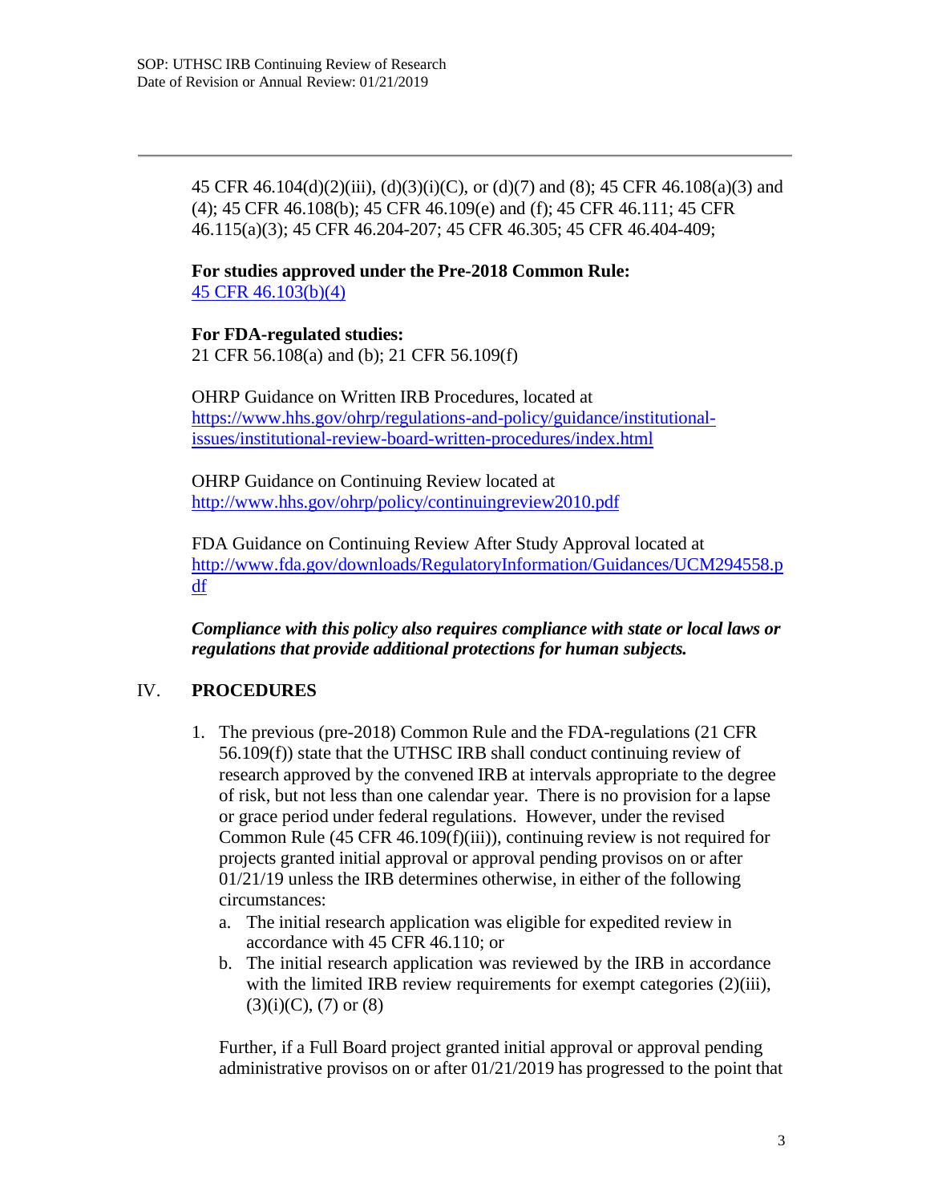45 CFR 46.104(d)(2)(iii), (d)(3)(i)(C), or (d)(7) and (8); 45 CFR 46.108(a)(3) and (4); 45 CFR 46.108(b); 45 CFR 46.109(e) and (f); 45 CFR 46.111; 45 CFR 46.115(a)(3); 45 CFR 46.204-207; 45 CFR 46.305; 45 CFR 46.404-409;

**For studies approved under the Pre-2018 Common Rule:**
[45 CFR 46.103(b)(4)]

**For FDA-regulated studies:**
21 CFR 56.108(a) and (b); 21 CFR 56.109(f)

OHRP Guidance on Written IRB Procedures, located at https://www.hhs.gov/ohrp/regulations-and-policy/guidance/institutional-issues/institutional-review-board-written-procedures/index.html

OHRP Guidance on Continuing Review located at http://www.hhs.gov/ohrp/policy/continuingreview2010.pdf

FDA Guidance on Continuing Review After Study Approval located at http://www.fda.gov/downloads/RegulatoryInformation/Guidances/UCM294558.pdf

***Compliance with this policy also requires compliance with state or local laws or regulations that provide additional protections for human subjects.***

## IV. PROCEDURES

1. The previous (pre-2018) Common Rule and the FDA-regulations (21 CFR 56.109(f)) state that the UTHSC IRB shall conduct continuing review of research approved by the convened IRB at intervals appropriate to the degree of risk, but not less than one calendar year. There is no provision for a lapse or grace period under federal regulations. However, under the revised Common Rule (45 CFR 46.109(f)(iii)), continuing review is not required for projects granted initial approval or approval pending provisos on or after 01/21/19 unless the IRB determines otherwise, in either of the following circumstances:
   a. The initial research application was eligible for expedited review in accordance with 45 CFR 46.110; or
   b. The initial research application was reviewed by the IRB in accordance with the limited IRB review requirements for exempt categories (2)(iii), (3)(i)(C), (7) or (8)

   Further, if a Full Board project granted initial approval or approval pending administrative provisos on or after 01/21/2019 has progressed to the point that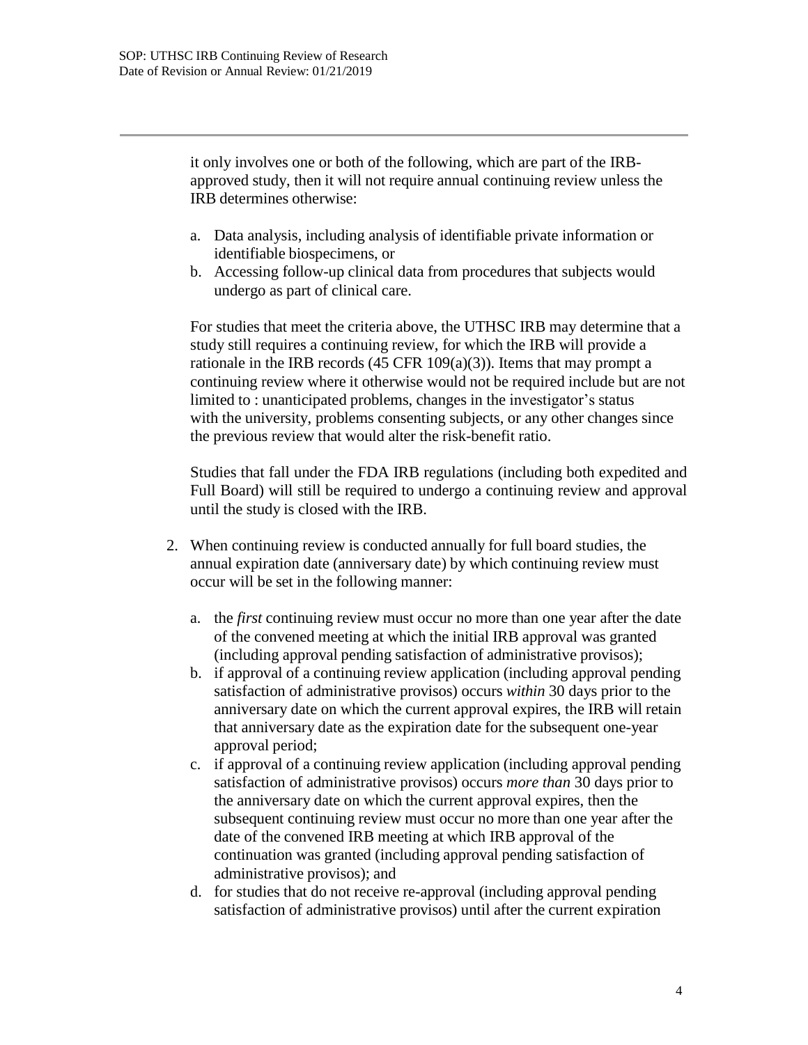it only involves one or both of the following, which are part of the IRB-approved study, then it will not require annual continuing review unless the IRB determines otherwise:

a. Data analysis, including analysis of identifiable private information or identifiable biospecimens, or
b. Accessing follow-up clinical data from procedures that subjects would undergo as part of clinical care.

For studies that meet the criteria above, the UTHSC IRB may determine that a study still requires a continuing review, for which the IRB will provide a rationale in the IRB records (45 CFR 109(a)(3)). Items that may prompt a continuing review where it otherwise would not be required include but are not limited to : unanticipated problems, changes in the investigator's status with the university, problems consenting subjects, or any other changes since the previous review that would alter the risk-benefit ratio.

Studies that fall under the FDA IRB regulations (including both expedited and Full Board) will still be required to undergo a continuing review and approval until the study is closed with the IRB.

2. When continuing review is conducted annually for full board studies, the annual expiration date (anniversary date) by which continuing review must occur will be set in the following manner:

   a. the *first* continuing review must occur no more than one year after the date of the convened meeting at which the initial IRB approval was granted (including approval pending satisfaction of administrative provisos);
   b. if approval of a continuing review application (including approval pending satisfaction of administrative provisos) occurs *within* 30 days prior to the anniversary date on which the current approval expires, the IRB will retain that anniversary date as the expiration date for the subsequent one-year approval period;
   c. if approval of a continuing review application (including approval pending satisfaction of administrative provisos) occurs *more than* 30 days prior to the anniversary date on which the current approval expires, then the subsequent continuing review must occur no more than one year after the date of the convened IRB meeting at which IRB approval of the continuation was granted (including approval pending satisfaction of administrative provisos); and
   d. for studies that do not receive re-approval (including approval pending satisfaction of administrative provisos) until after the current expiration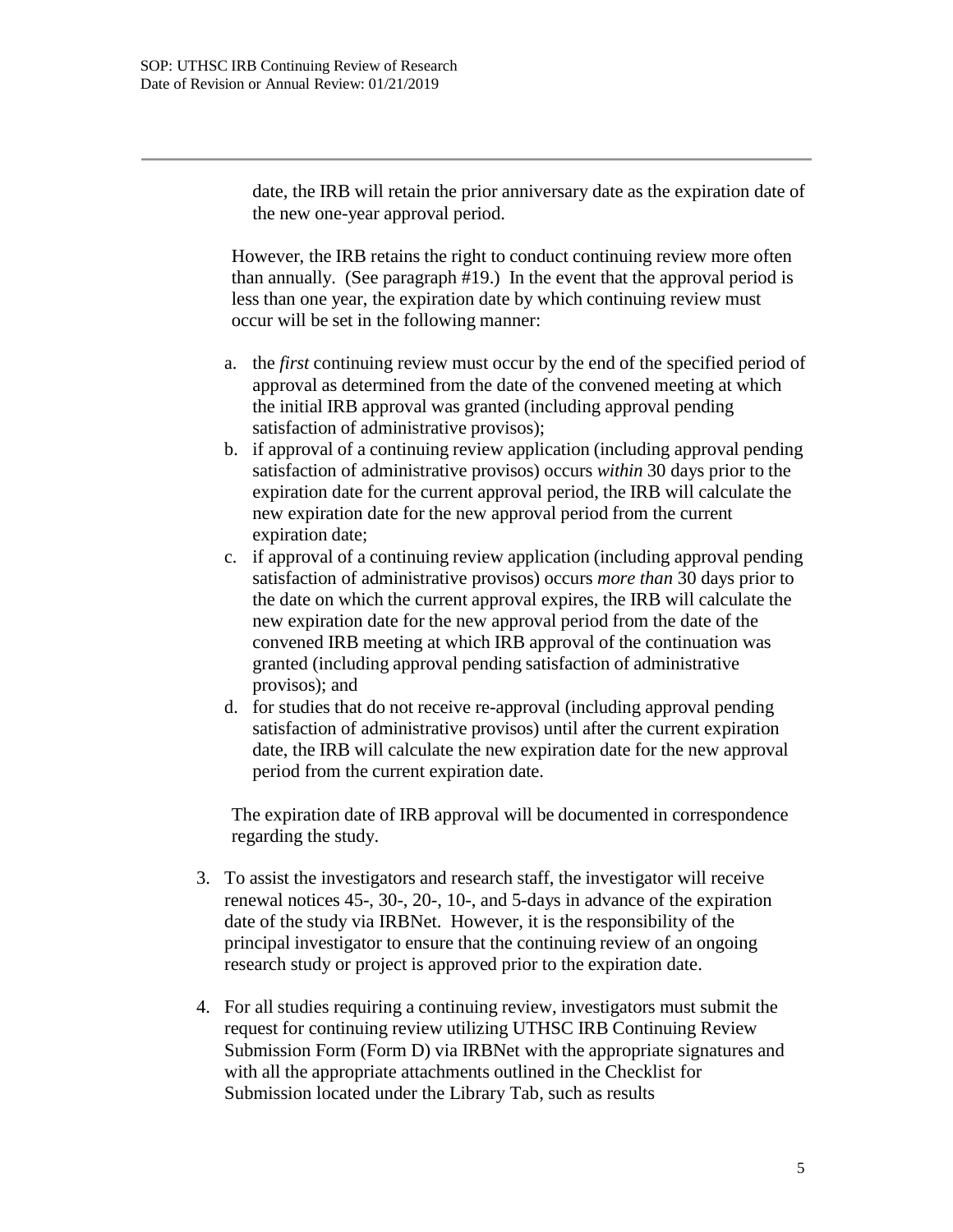date, the IRB will retain the prior anniversary date as the expiration date of the new one-year approval period.

However, the IRB retains the right to conduct continuing review more often than annually. (See paragraph #19.) In the event that the approval period is less than one year, the expiration date by which continuing review must occur will be set in the following manner:

a. the *first* continuing review must occur by the end of the specified period of approval as determined from the date of the convened meeting at which the initial IRB approval was granted (including approval pending satisfaction of administrative provisos);
b. if approval of a continuing review application (including approval pending satisfaction of administrative provisos) occurs *within* 30 days prior to the expiration date for the current approval period, the IRB will calculate the new expiration date for the new approval period from the current expiration date;
c. if approval of a continuing review application (including approval pending satisfaction of administrative provisos) occurs *more than* 30 days prior to the date on which the current approval expires, the IRB will calculate the new expiration date for the new approval period from the date of the convened IRB meeting at which IRB approval of the continuation was granted (including approval pending satisfaction of administrative provisos); and
d. for studies that do not receive re-approval (including approval pending satisfaction of administrative provisos) until after the current expiration date, the IRB will calculate the new expiration date for the new approval period from the current expiration date.

The expiration date of IRB approval will be documented in correspondence regarding the study.

3. To assist the investigators and research staff, the investigator will receive renewal notices 45-, 30-, 20-, 10-, and 5-days in advance of the expiration date of the study via IRBNet. However, it is the responsibility of the principal investigator to ensure that the continuing review of an ongoing research study or project is approved prior to the expiration date.

4. For all studies requiring a continuing review, investigators must submit the request for continuing review utilizing UTHSC IRB Continuing Review Submission Form (Form D) via IRBNet with the appropriate signatures and with all the appropriate attachments outlined in the Checklist for Submission located under the Library Tab, such as results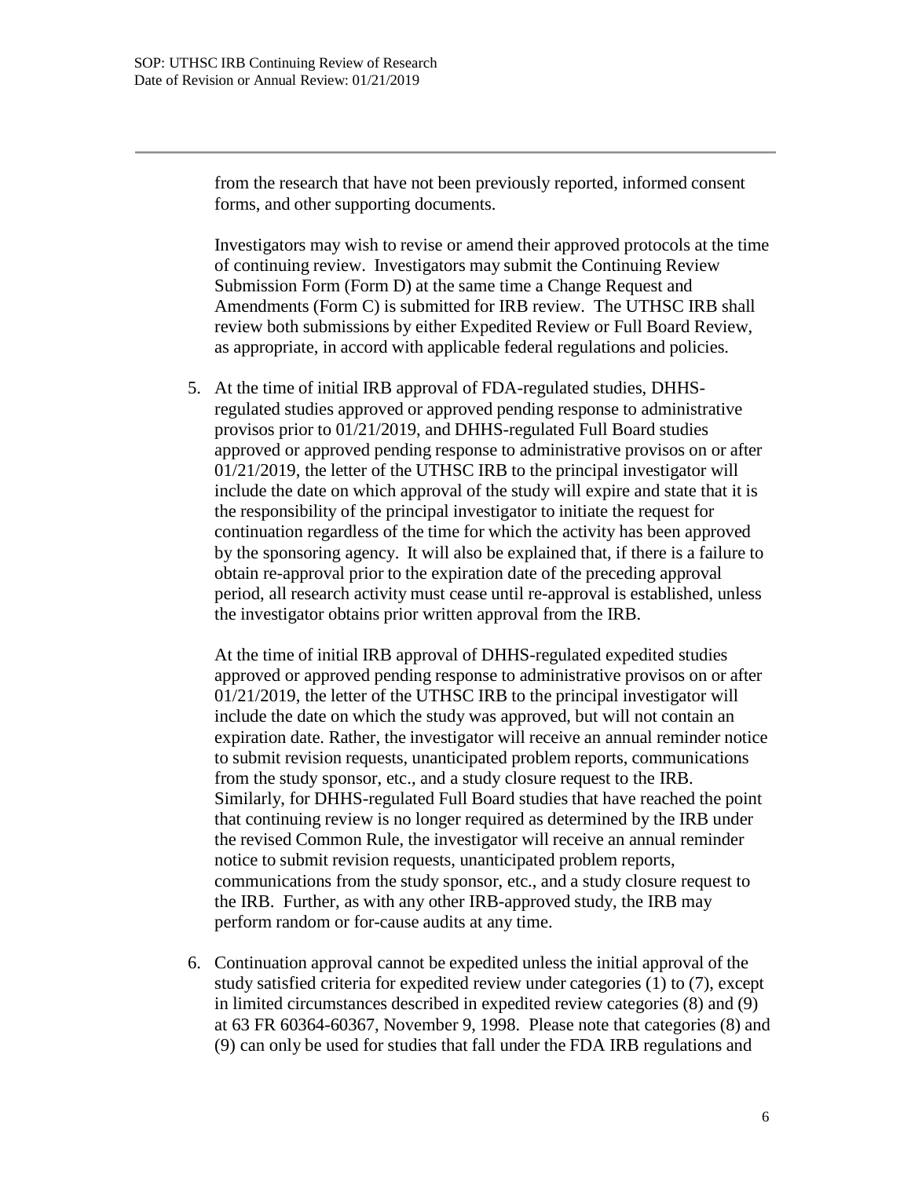from the research that have not been previously reported, informed consent forms, and other supporting documents.

Investigators may wish to revise or amend their approved protocols at the time of continuing review. Investigators may submit the Continuing Review Submission Form (Form D) at the same time a Change Request and Amendments (Form C) is submitted for IRB review. The UTHSC IRB shall review both submissions by either Expedited Review or Full Board Review, as appropriate, in accord with applicable federal regulations and policies.

5. At the time of initial IRB approval of FDA-regulated studies, DHHS-regulated studies approved or approved pending response to administrative provisos prior to 01/21/2019, and DHHS-regulated Full Board studies approved or approved pending response to administrative provisos on or after 01/21/2019, the letter of the UTHSC IRB to the principal investigator will include the date on which approval of the study will expire and state that it is the responsibility of the principal investigator to initiate the request for continuation regardless of the time for which the activity has been approved by the sponsoring agency. It will also be explained that, if there is a failure to obtain re-approval prior to the expiration date of the preceding approval period, all research activity must cease until re-approval is established, unless the investigator obtains prior written approval from the IRB.

   At the time of initial IRB approval of DHHS-regulated expedited studies approved or approved pending response to administrative provisos on or after 01/21/2019, the letter of the UTHSC IRB to the principal investigator will include the date on which the study was approved, but will not contain an expiration date. Rather, the investigator will receive an annual reminder notice to submit revision requests, unanticipated problem reports, communications from the study sponsor, etc., and a study closure request to the IRB. Similarly, for DHHS-regulated Full Board studies that have reached the point that continuing review is no longer required as determined by the IRB under the revised Common Rule, the investigator will receive an annual reminder notice to submit revision requests, unanticipated problem reports, communications from the study sponsor, etc., and a study closure request to the IRB. Further, as with any other IRB-approved study, the IRB may perform random or for-cause audits at any time.

6. Continuation approval cannot be expedited unless the initial approval of the study satisfied criteria for expedited review under categories (1) to (7), except in limited circumstances described in expedited review categories (8) and (9) at 63 FR 60364-60367, November 9, 1998. Please note that categories (8) and (9) can only be used for studies that fall under the FDA IRB regulations and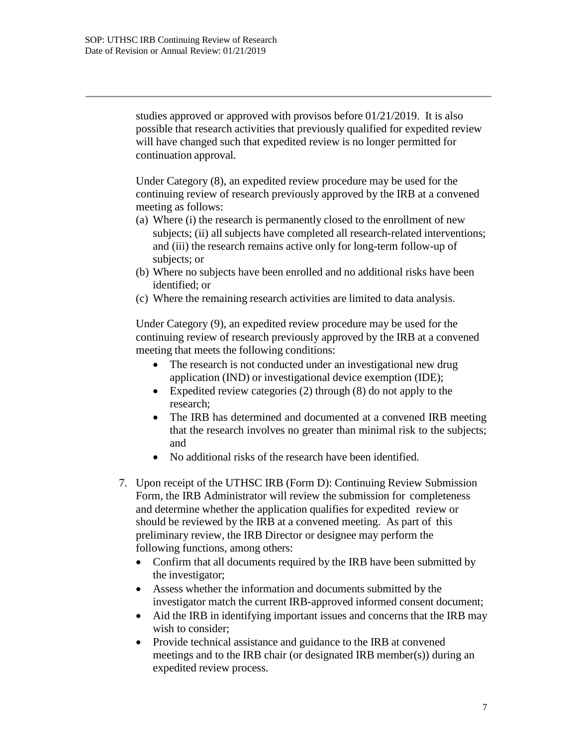studies approved or approved with provisos before 01/21/2019. It is also possible that research activities that previously qualified for expedited review will have changed such that expedited review is no longer permitted for continuation approval.

Under Category (8), an expedited review procedure may be used for the continuing review of research previously approved by the IRB at a convened meeting as follows:

(a) Where (i) the research is permanently closed to the enrollment of new subjects; (ii) all subjects have completed all research-related interventions; and (iii) the research remains active only for long-term follow-up of subjects; or
(b) Where no subjects have been enrolled and no additional risks have been identified; or
(c) Where the remaining research activities are limited to data analysis.

Under Category (9), an expedited review procedure may be used for the continuing review of research previously approved by the IRB at a convened meeting that meets the following conditions:

- The research is not conducted under an investigational new drug application (IND) or investigational device exemption (IDE);
- Expedited review categories (2) through (8) do not apply to the research;
- The IRB has determined and documented at a convened IRB meeting that the research involves no greater than minimal risk to the subjects; and
- No additional risks of the research have been identified.

7. Upon receipt of the UTHSC IRB (Form D): Continuing Review Submission Form, the IRB Administrator will review the submission for completeness and determine whether the application qualifies for expedited review or should be reviewed by the IRB at a convened meeting. As part of this preliminary review, the IRB Director or designee may perform the following functions, among others:
   - Confirm that all documents required by the IRB have been submitted by the investigator;
   - Assess whether the information and documents submitted by the investigator match the current IRB-approved informed consent document;
   - Aid the IRB in identifying important issues and concerns that the IRB may wish to consider;
   - Provide technical assistance and guidance to the IRB at convened meetings and to the IRB chair (or designated IRB member(s)) during an expedited review process.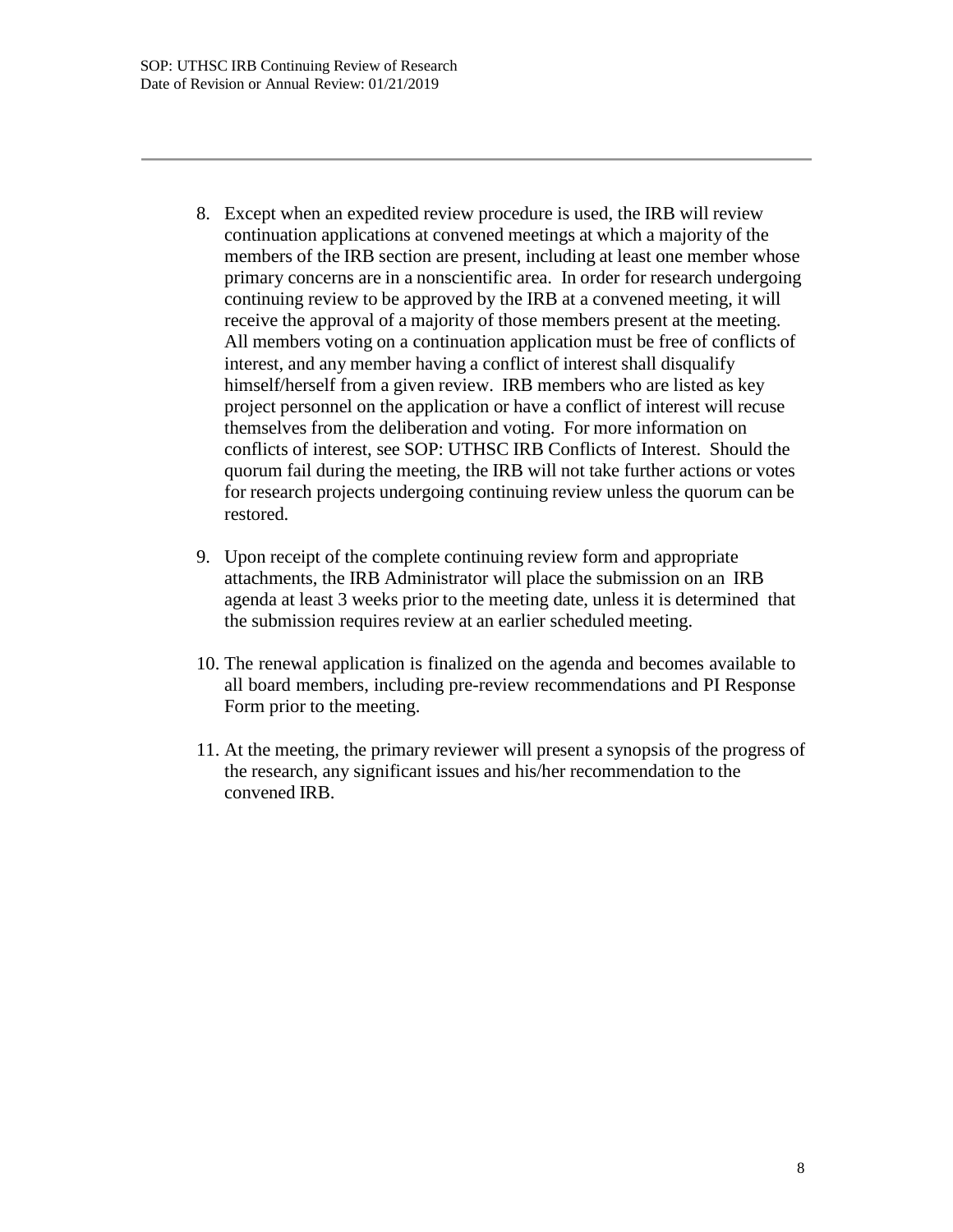8. Except when an expedited review procedure is used, the IRB will review continuation applications at convened meetings at which a majority of the members of the IRB section are present, including at least one member whose primary concerns are in a nonscientific area. In order for research undergoing continuing review to be approved by the IRB at a convened meeting, it will receive the approval of a majority of those members present at the meeting. All members voting on a continuation application must be free of conflicts of interest, and any member having a conflict of interest shall disqualify himself/herself from a given review. IRB members who are listed as key project personnel on the application or have a conflict of interest will recuse themselves from the deliberation and voting. For more information on conflicts of interest, see SOP: UTHSC IRB Conflicts of Interest. Should the quorum fail during the meeting, the IRB will not take further actions or votes for research projects undergoing continuing review unless the quorum can be restored.

9. Upon receipt of the complete continuing review form and appropriate attachments, the IRB Administrator will place the submission on an IRB agenda at least 3 weeks prior to the meeting date, unless it is determined that the submission requires review at an earlier scheduled meeting.

10. The renewal application is finalized on the agenda and becomes available to all board members, including pre-review recommendations and PI Response Form prior to the meeting.

11. At the meeting, the primary reviewer will present a synopsis of the progress of the research, any significant issues and his/her recommendation to the convened IRB.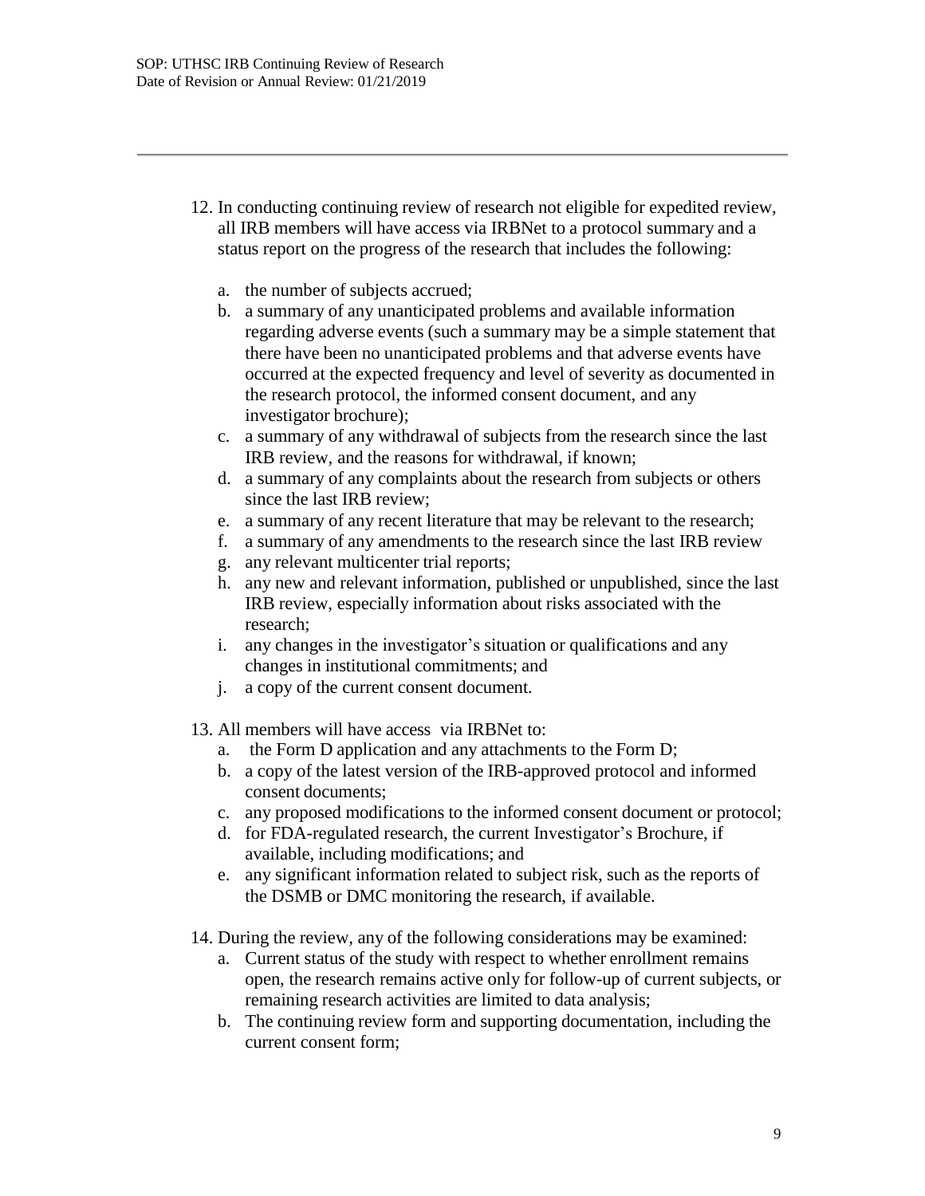12. In conducting continuing review of research not eligible for expedited review, all IRB members will have access via IRBNet to a protocol summary and a status report on the progress of the research that includes the following:

    a. the number of subjects accrued;
    b. a summary of any unanticipated problems and available information regarding adverse events (such a summary may be a simple statement that there have been no unanticipated problems and that adverse events have occurred at the expected frequency and level of severity as documented in the research protocol, the informed consent document, and any investigator brochure);
    c. a summary of any withdrawal of subjects from the research since the last IRB review, and the reasons for withdrawal, if known;
    d. a summary of any complaints about the research from subjects or others since the last IRB review;
    e. a summary of any recent literature that may be relevant to the research;
    f. a summary of any amendments to the research since the last IRB review
    g. any relevant multicenter trial reports;
    h. any new and relevant information, published or unpublished, since the last IRB review, especially information about risks associated with the research;
    i. any changes in the investigator's situation or qualifications and any changes in institutional commitments; and
    j. a copy of the current consent document.

13. All members will have access via IRBNet to:
    a. the Form D application and any attachments to the Form D;
    b. a copy of the latest version of the IRB-approved protocol and informed consent documents;
    c. any proposed modifications to the informed consent document or protocol;
    d. for FDA-regulated research, the current Investigator's Brochure, if available, including modifications; and
    e. any significant information related to subject risk, such as the reports of the DSMB or DMC monitoring the research, if available.

14. During the review, any of the following considerations may be examined:
    a. Current status of the study with respect to whether enrollment remains open, the research remains active only for follow-up of current subjects, or remaining research activities are limited to data analysis;
    b. The continuing review form and supporting documentation, including the current consent form;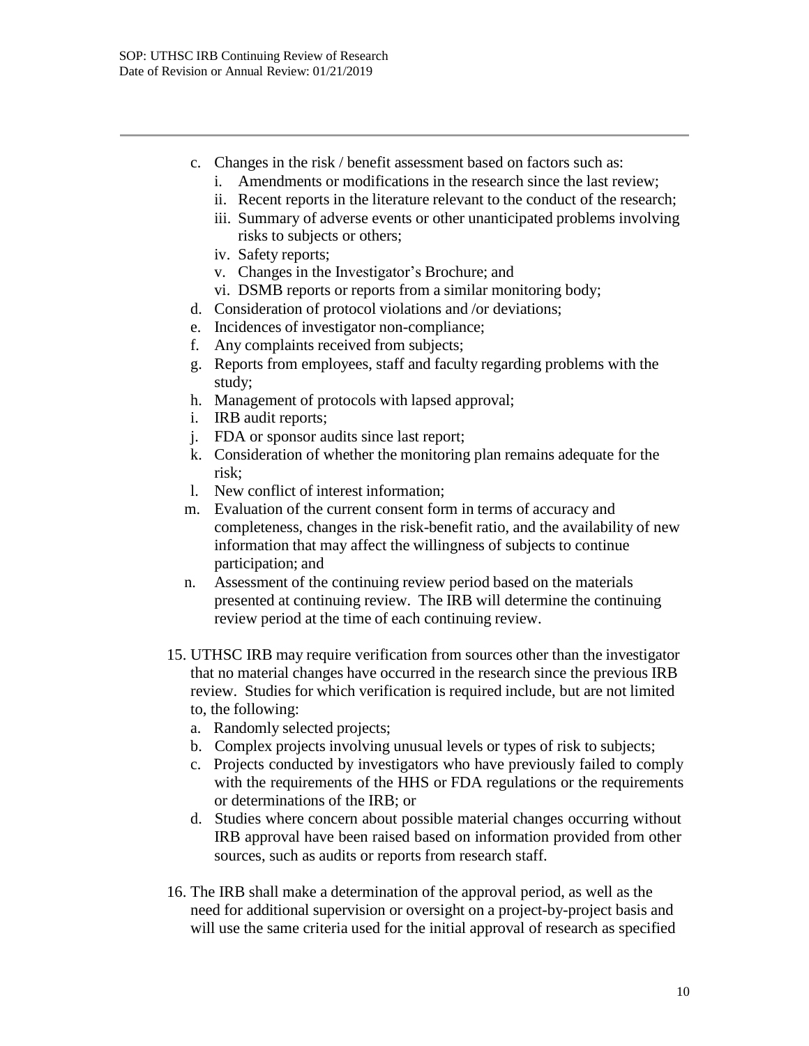c. Changes in the risk / benefit assessment based on factors such as:
    i. Amendments or modifications in the research since the last review;
    ii. Recent reports in the literature relevant to the conduct of the research;
    iii. Summary of adverse events or other unanticipated problems involving risks to subjects or others;
    iv. Safety reports;
    v. Changes in the Investigator's Brochure; and
    vi. DSMB reports or reports from a similar monitoring body;

d. Consideration of protocol violations and /or deviations;

e. Incidences of investigator non-compliance;

f. Any complaints received from subjects;

g. Reports from employees, staff and faculty regarding problems with the study;

h. Management of protocols with lapsed approval;

i. IRB audit reports;

j. FDA or sponsor audits since last report;

k. Consideration of whether the monitoring plan remains adequate for the risk;

l. New conflict of interest information;

m. Evaluation of the current consent form in terms of accuracy and completeness, changes in the risk-benefit ratio, and the availability of new information that may affect the willingness of subjects to continue participation; and

n. Assessment of the continuing review period based on the materials presented at continuing review. The IRB will determine the continuing review period at the time of each continuing review.

15. UTHSC IRB may require verification from sources other than the investigator that no material changes have occurred in the research since the previous IRB review. Studies for which verification is required include, but are not limited to, the following:
    a. Randomly selected projects;
    b. Complex projects involving unusual levels or types of risk to subjects;
    c. Projects conducted by investigators who have previously failed to comply with the requirements of the HHS or FDA regulations or the requirements or determinations of the IRB; or
    d. Studies where concern about possible material changes occurring without IRB approval have been raised based on information provided from other sources, such as audits or reports from research staff.

16. The IRB shall make a determination of the approval period, as well as the need for additional supervision or oversight on a project-by-project basis and will use the same criteria used for the initial approval of research as specified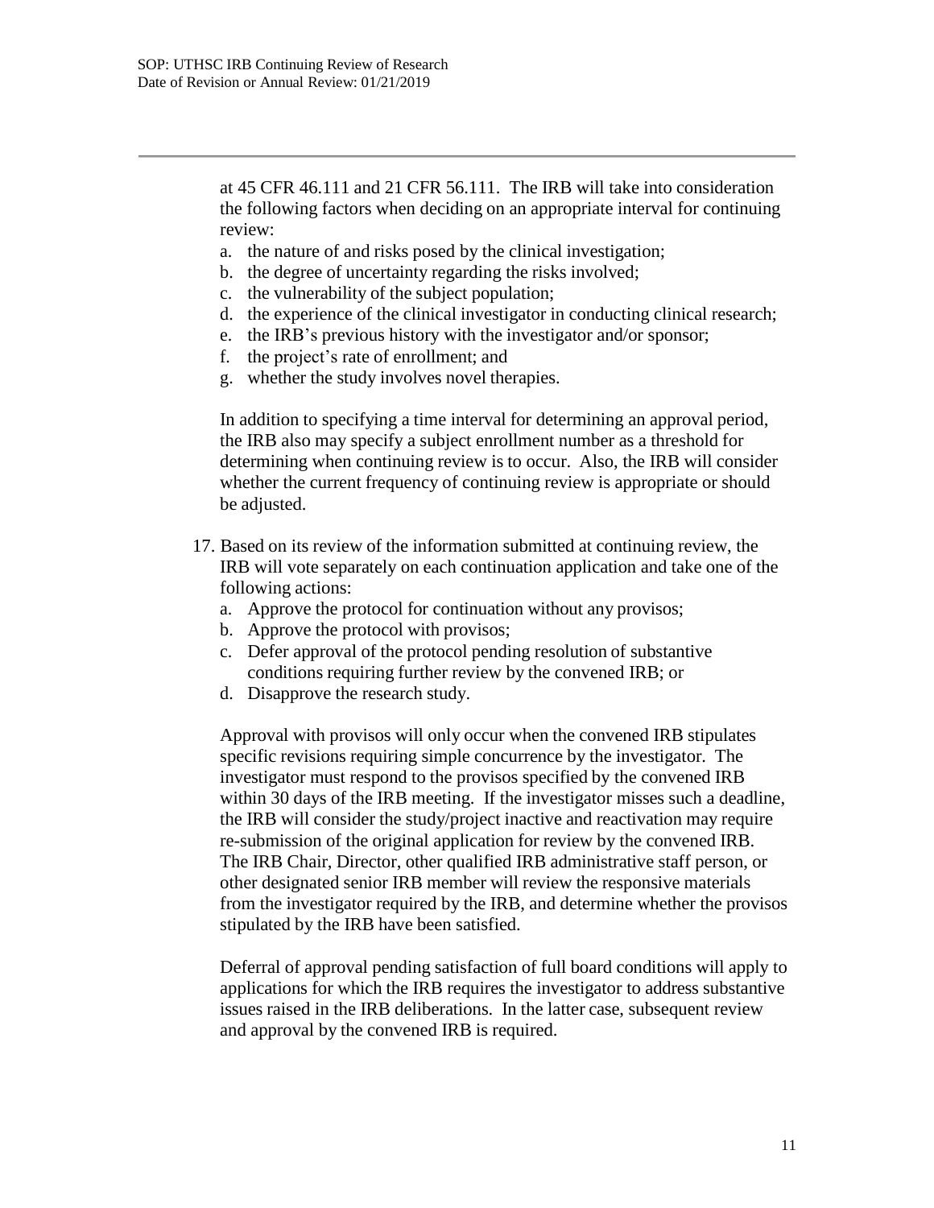at 45 CFR 46.111 and 21 CFR 56.111. The IRB will take into consideration the following factors when deciding on an appropriate interval for continuing review:

a. the nature of and risks posed by the clinical investigation;
b. the degree of uncertainty regarding the risks involved;
c. the vulnerability of the subject population;
d. the experience of the clinical investigator in conducting clinical research;
e. the IRB's previous history with the investigator and/or sponsor;
f. the project's rate of enrollment; and
g. whether the study involves novel therapies.

In addition to specifying a time interval for determining an approval period, the IRB also may specify a subject enrollment number as a threshold for determining when continuing review is to occur. Also, the IRB will consider whether the current frequency of continuing review is appropriate or should be adjusted.

17. Based on its review of the information submitted at continuing review, the IRB will vote separately on each continuation application and take one of the following actions:

    a. Approve the protocol for continuation without any provisos;
    b. Approve the protocol with provisos;
    c. Defer approval of the protocol pending resolution of substantive conditions requiring further review by the convened IRB; or
    d. Disapprove the research study.

    Approval with provisos will only occur when the convened IRB stipulates specific revisions requiring simple concurrence by the investigator. The investigator must respond to the provisos specified by the convened IRB within 30 days of the IRB meeting. If the investigator misses such a deadline, the IRB will consider the study/project inactive and reactivation may require re-submission of the original application for review by the convened IRB. The IRB Chair, Director, other qualified IRB administrative staff person, or other designated senior IRB member will review the responsive materials from the investigator required by the IRB, and determine whether the provisos stipulated by the IRB have been satisfied.

    Deferral of approval pending satisfaction of full board conditions will apply to applications for which the IRB requires the investigator to address substantive issues raised in the IRB deliberations. In the latter case, subsequent review and approval by the convened IRB is required.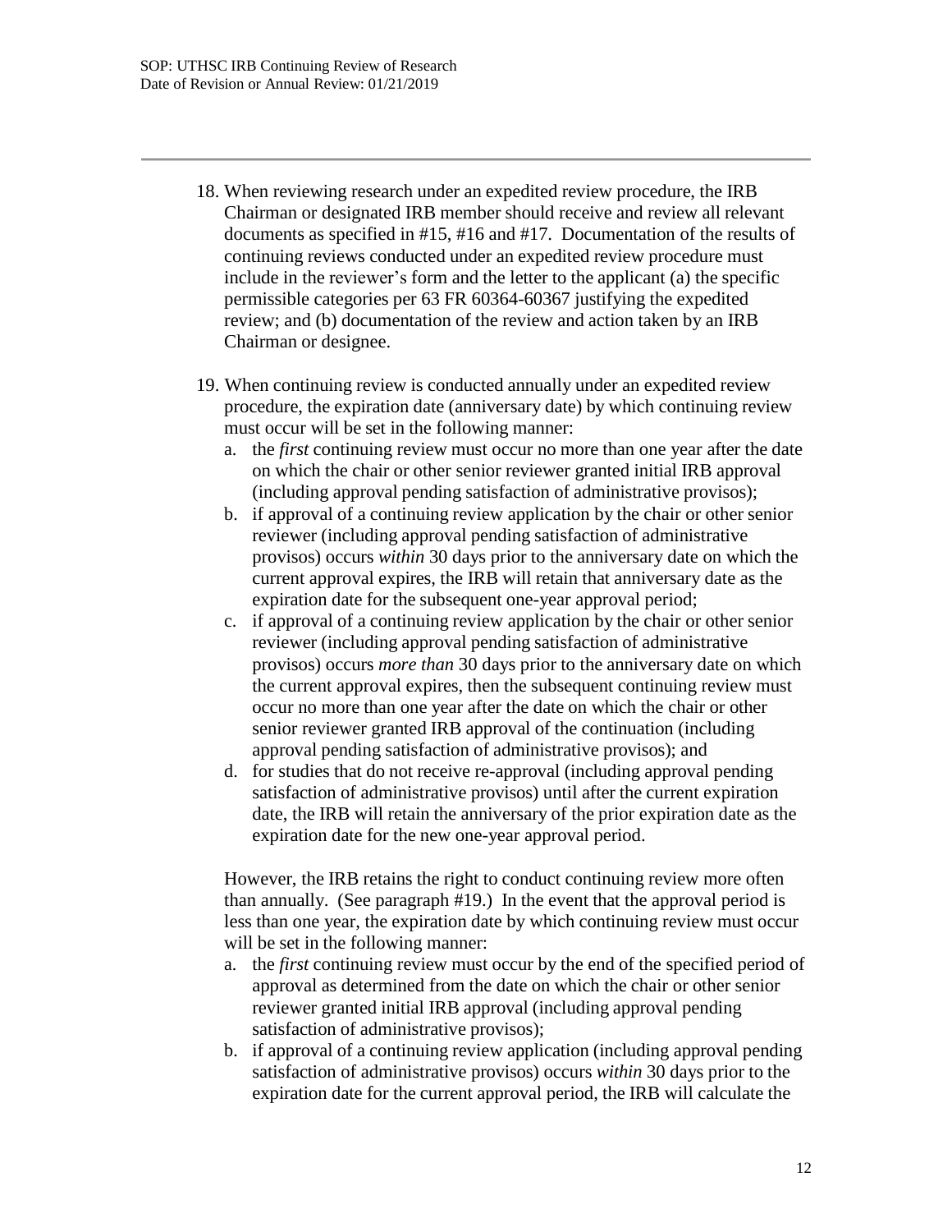18. When reviewing research under an expedited review procedure, the IRB Chairman or designated IRB member should receive and review all relevant documents as specified in #15, #16 and #17. Documentation of the results of continuing reviews conducted under an expedited review procedure must include in the reviewer's form and the letter to the applicant (a) the specific permissible categories per 63 FR 60364-60367 justifying the expedited review; and (b) documentation of the review and action taken by an IRB Chairman or designee.

19. When continuing review is conducted annually under an expedited review procedure, the expiration date (anniversary date) by which continuing review must occur will be set in the following manner:
    a. the *first* continuing review must occur no more than one year after the date on which the chair or other senior reviewer granted initial IRB approval (including approval pending satisfaction of administrative provisos);
    b. if approval of a continuing review application by the chair or other senior reviewer (including approval pending satisfaction of administrative provisos) occurs *within* 30 days prior to the anniversary date on which the current approval expires, the IRB will retain that anniversary date as the expiration date for the subsequent one-year approval period;
    c. if approval of a continuing review application by the chair or other senior reviewer (including approval pending satisfaction of administrative provisos) occurs *more than* 30 days prior to the anniversary date on which the current approval expires, then the subsequent continuing review must occur no more than one year after the date on which the chair or other senior reviewer granted IRB approval of the continuation (including approval pending satisfaction of administrative provisos); and
    d. for studies that do not receive re-approval (including approval pending satisfaction of administrative provisos) until after the current expiration date, the IRB will retain the anniversary of the prior expiration date as the expiration date for the new one-year approval period.

    However, the IRB retains the right to conduct continuing review more often than annually. (See paragraph #19.) In the event that the approval period is less than one year, the expiration date by which continuing review must occur will be set in the following manner:
    a. the *first* continuing review must occur by the end of the specified period of approval as determined from the date on which the chair or other senior reviewer granted initial IRB approval (including approval pending satisfaction of administrative provisos);
    b. if approval of a continuing review application (including approval pending satisfaction of administrative provisos) occurs *within* 30 days prior to the expiration date for the current approval period, the IRB will calculate the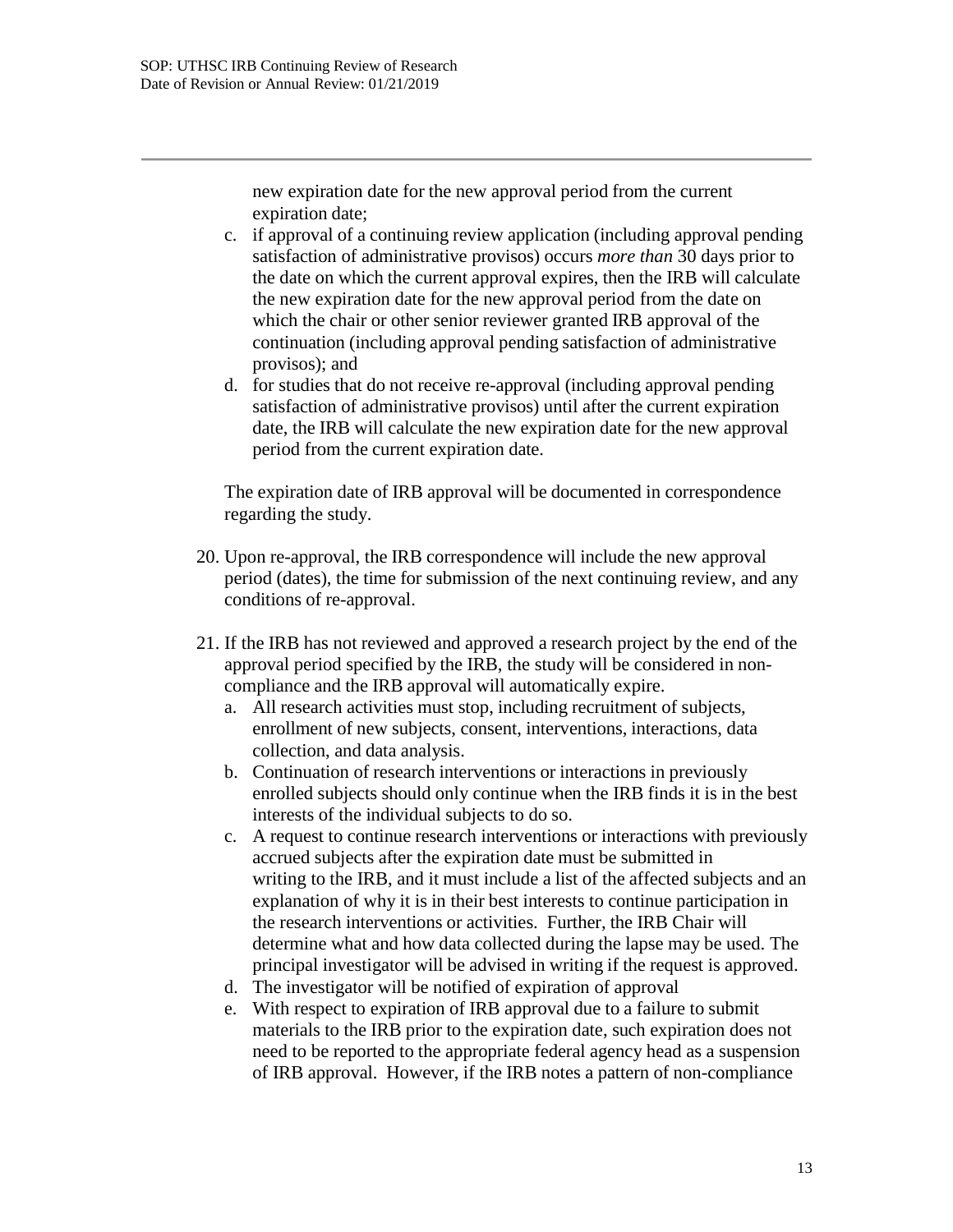new expiration date for the new approval period from the current expiration date;

c. if approval of a continuing review application (including approval pending satisfaction of administrative provisos) occurs *more than* 30 days prior to the date on which the current approval expires, then the IRB will calculate the new expiration date for the new approval period from the date on which the chair or other senior reviewer granted IRB approval of the continuation (including approval pending satisfaction of administrative provisos); and
d. for studies that do not receive re-approval (including approval pending satisfaction of administrative provisos) until after the current expiration date, the IRB will calculate the new expiration date for the new approval period from the current expiration date.

The expiration date of IRB approval will be documented in correspondence regarding the study.

20. Upon re-approval, the IRB correspondence will include the new approval period (dates), the time for submission of the next continuing review, and any conditions of re-approval.

21. If the IRB has not reviewed and approved a research project by the end of the approval period specified by the IRB, the study will be considered in non-compliance and the IRB approval will automatically expire.
    a. All research activities must stop, including recruitment of subjects, enrollment of new subjects, consent, interventions, interactions, data collection, and data analysis.
    b. Continuation of research interventions or interactions in previously enrolled subjects should only continue when the IRB finds it is in the best interests of the individual subjects to do so.
    c. A request to continue research interventions or interactions with previously accrued subjects after the expiration date must be submitted in writing to the IRB, and it must include a list of the affected subjects and an explanation of why it is in their best interests to continue participation in the research interventions or activities. Further, the IRB Chair will determine what and how data collected during the lapse may be used. The principal investigator will be advised in writing if the request is approved.
    d. The investigator will be notified of expiration of approval
    e. With respect to expiration of IRB approval due to a failure to submit materials to the IRB prior to the expiration date, such expiration does not need to be reported to the appropriate federal agency head as a suspension of IRB approval. However, if the IRB notes a pattern of non-compliance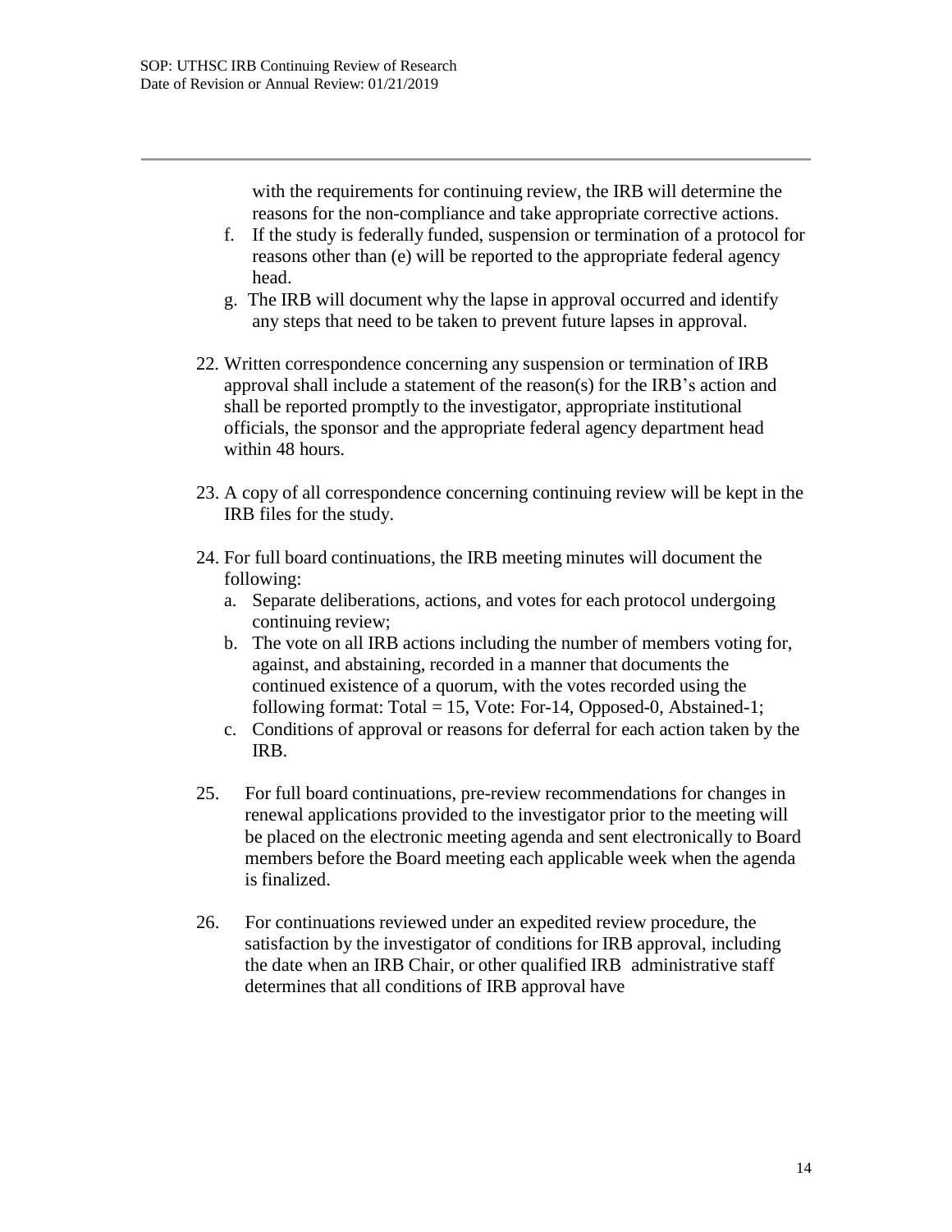with the requirements for continuing review, the IRB will determine the reasons for the non-compliance and take appropriate corrective actions.

   f. If the study is federally funded, suspension or termination of a protocol for reasons other than (e) will be reported to the appropriate federal agency head.
   g. The IRB will document why the lapse in approval occurred and identify any steps that need to be taken to prevent future lapses in approval.

22. Written correspondence concerning any suspension or termination of IRB approval shall include a statement of the reason(s) for the IRB's action and shall be reported promptly to the investigator, appropriate institutional officials, the sponsor and the appropriate federal agency department head within 48 hours.

23. A copy of all correspondence concerning continuing review will be kept in the IRB files for the study.

24. For full board continuations, the IRB meeting minutes will document the following:
    a. Separate deliberations, actions, and votes for each protocol undergoing continuing review;
    b. The vote on all IRB actions including the number of members voting for, against, and abstaining, recorded in a manner that documents the continued existence of a quorum, with the votes recorded using the following format: Total = 15, Vote: For-14, Opposed-0, Abstained-1;
    c. Conditions of approval or reasons for deferral for each action taken by the IRB.

25. For full board continuations, pre-review recommendations for changes in renewal applications provided to the investigator prior to the meeting will be placed on the electronic meeting agenda and sent electronically to Board members before the Board meeting each applicable week when the agenda is finalized.

26. For continuations reviewed under an expedited review procedure, the satisfaction by the investigator of conditions for IRB approval, including the date when an IRB Chair, or other qualified IRB administrative staff determines that all conditions of IRB approval have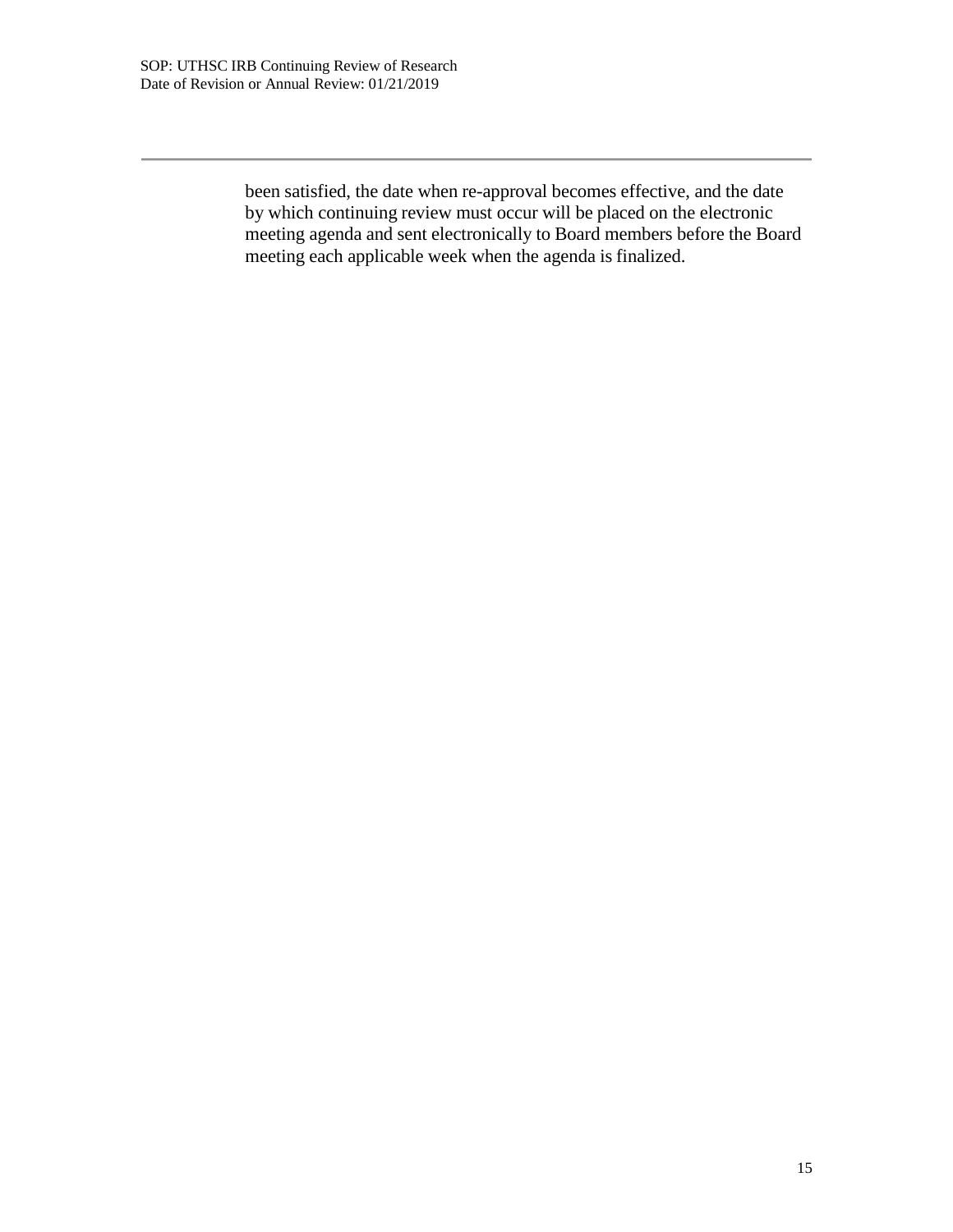been satisfied, the date when re-approval becomes effective, and the date by which continuing review must occur will be placed on the electronic meeting agenda and sent electronically to Board members before the Board meeting each applicable week when the agenda is finalized.